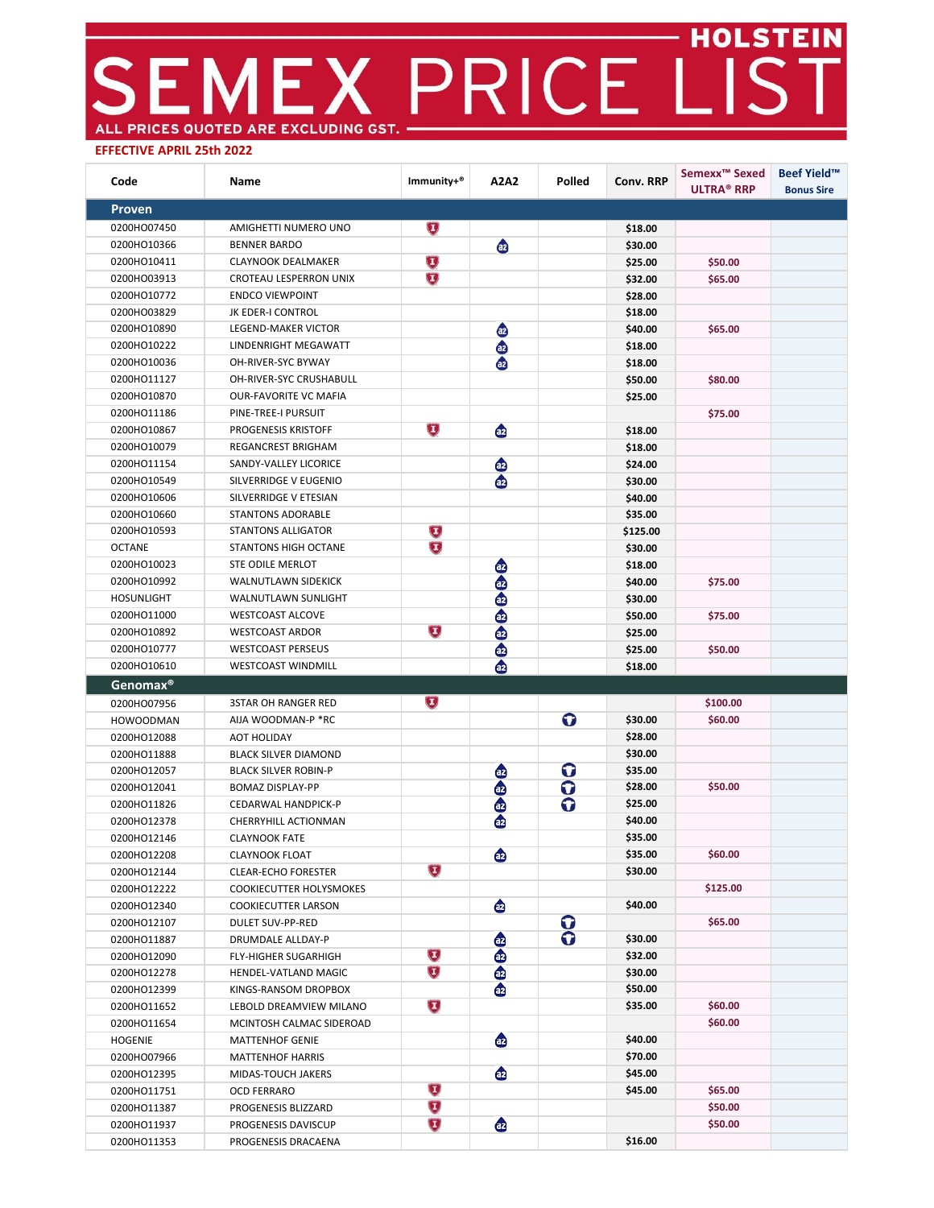# HOLSTEIN SEMEX PRICE LIST

ALL PRICES QUOTED ARE EXCLUDING GST.

**EFFECTIVE APRIL 25th 2022**

| Code | Name | Immunity+® | A2A2 | Polled | Conv. RRP | Semexx™ Sexed ULTRA® RRP | Beef Yield™ Bonus Sire |
|---|---|---|---|---|---|---|---|
| **Proven** | | | | | | | |
| 0200HO07450 | AMIGHETTI NUMERO UNO | ✓ | | | $18.00 | | |
| 0200HO10366 | BENNER BARDO | | ✓ | | $30.00 | | |
| 0200HO10411 | CLAYNOOK DEALMAKER | ✓ | | | $25.00 | $50.00 | |
| 0200HO03913 | CROTEAU LESPERRON UNIX | ✓ | | | $32.00 | $65.00 | |
| 0200HO10772 | ENDCO VIEWPOINT | | | | $28.00 | | |
| 0200HO03829 | JK EDER-I CONTROL | | | | $18.00 | | |
| 0200HO10890 | LEGEND-MAKER VICTOR | | ✓ | | $40.00 | $65.00 | |
| 0200HO10222 | LINDENRIGHT MEGAWATT | | ✓ | | $18.00 | | |
| 0200HO10036 | OH-RIVER-SYC BYWAY | | ✓ | | $18.00 | | |
| 0200HO11127 | OH-RIVER-SYC CRUSHABULL | | | | $50.00 | $80.00 | |
| 0200HO10870 | OUR-FAVORITE VC MAFIA | | | | $25.00 | | |
| 0200HO11186 | PINE-TREE-I PURSUIT | | | | | $75.00 | |
| 0200HO10867 | PROGENESIS KRISTOFF | ✓ | ✓ | | $18.00 | | |
| 0200HO10079 | REGANCREST BRIGHAM | | | | $18.00 | | |
| 0200HO11154 | SANDY-VALLEY LICORICE | | ✓ | | $24.00 | | |
| 0200HO10549 | SILVERRIDGE V EUGENIO | | ✓ | | $30.00 | | |
| 0200HO10606 | SILVERRIDGE V ETESIAN | | | | $40.00 | | |
| 0200HO10660 | STANTONS ADORABLE | | | | $35.00 | | |
| 0200HO10593 | STANTONS ALLIGATOR | ✓ | | | $125.00 | | |
| OCTANE | STANTONS HIGH OCTANE | ✓ | | | $30.00 | | |
| 0200HO10023 | STE ODILE MERLOT | | ✓ | | $18.00 | | |
| 0200HO10992 | WALNUTLAWN SIDEKICK | | ✓ | | $40.00 | $75.00 | |
| HOSUNLIGHT | WALNUTLAWN SUNLIGHT | | ✓ | | $30.00 | | |
| 0200HO11000 | WESTCOAST ALCOVE | | ✓ | | $50.00 | $75.00 | |
| 0200HO10892 | WESTCOAST ARDOR | ✓ | ✓ | | $25.00 | | |
| 0200HO10777 | WESTCOAST PERSEUS | | ✓ | | $25.00 | $50.00 | |
| 0200HO10610 | WESTCOAST WINDMILL | | ✓ | | $18.00 | | |
| **Genomax®** | | | | | | | |
| 0200HO07956 | 3STAR OH RANGER RED | ✓ | | | | $100.00 | |
| HOWOODMAN | AIJA WOODMAN-P *RC | | | ✓ | $30.00 | $60.00 | |
| 0200HO12088 | AOT HOLIDAY | | | | $28.00 | | |
| 0200HO11888 | BLACK SILVER DIAMOND | | | | $30.00 | | |
| 0200HO12057 | BLACK SILVER ROBIN-P | | ✓ | ✓ | $35.00 | | |
| 0200HO12041 | BOMAZ DISPLAY-PP | | ✓ | ✓ | $28.00 | $50.00 | |
| 0200HO11826 | CEDARWAL HANDPICK-P | | ✓ | ✓ | $25.00 | | |
| 0200HO12378 | CHERRYHILL ACTIONMAN | | ✓ | | $40.00 | | |
| 0200HO12146 | CLAYNOOK FATE | | | | $35.00 | | |
| 0200HO12208 | CLAYNOOK FLOAT | | ✓ | | $35.00 | $60.00 | |
| 0200HO12144 | CLEAR-ECHO FORESTER | ✓ | | | $30.00 | | |
| 0200HO12222 | COOKIECUTTER HOLYSMOKES | | | | | $125.00 | |
| 0200HO12340 | COOKIECUTTER LARSON | | ✓ | | $40.00 | | |
| 0200HO12107 | DULET SUV-PP-RED | | | ✓ | | $65.00 | |
| 0200HO11887 | DRUMDALE ALLDAY-P | | ✓ | ✓ | $30.00 | | |
| 0200HO12090 | FLY-HIGHER SUGARHIGH | ✓ | ✓ | | $32.00 | | |
| 0200HO12278 | HENDEL-VATLAND MAGIC | ✓ | ✓ | | $30.00 | | |
| 0200HO12399 | KINGS-RANSOM DROPBOX | | ✓ | | $50.00 | | |
| 0200HO11652 | LEBOLD DREAMVIEW MILANO | ✓ | | | $35.00 | $60.00 | |
| 0200HO11654 | MCINTOSH CALMAC SIDEROAD | | | | | $60.00 | |
| HOGENIE | MATTENHOF GENIE | | ✓ | | $40.00 | | |
| 0200HO07966 | MATTENHOF HARRIS | | | | $70.00 | | |
| 0200HO12395 | MIDAS-TOUCH JAKERS | | ✓ | | $45.00 | | |
| 0200HO11751 | OCD FERRARO | ✓ | | | $45.00 | $65.00 | |
| 0200HO11387 | PROGENESIS BLIZZARD | ✓ | | | | $50.00 | |
| 0200HO11937 | PROGENESIS DAVISCUP | ✓ | ✓ | | | $50.00 | |
| 0200HO11353 | PROGENESIS DRACAENA | | | | $16.00 | | |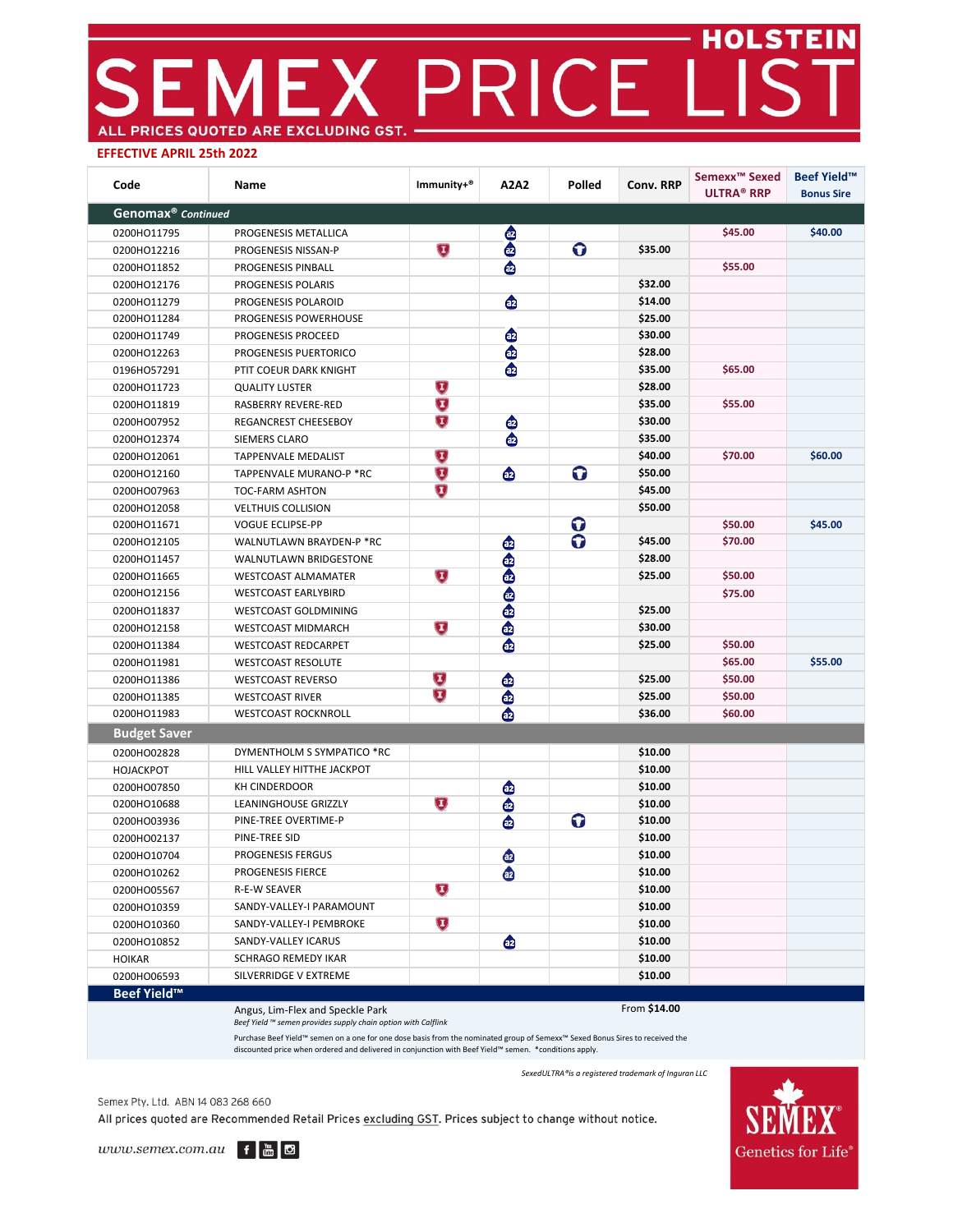# HOLSTEIN SEMEX PRICE LIST

**ALL PRICES QUOTED ARE EXCLUDING GST.**

**EFFECTIVE APRIL 25th 2022**

| Code | Name | Immunity+® | A2A2 | Polled | Conv. RRP | Semexx™ Sexed ULTRA® RRP | Beef Yield™ Bonus Sire |
|---|---|---|---|---|---|---|---|
| **Genomax® *Continued*** | | | | | | | |
| 0200HO11795 | PROGENESIS METALLICA | | a2 | | | $45.00 | $40.00 |
| 0200HO12216 | PROGENESIS NISSAN-P | ✓ | a2 | ✓ | $35.00 | | |
| 0200HO11852 | PROGENESIS PINBALL | | a2 | | | $55.00 | |
| 0200HO12176 | PROGENESIS POLARIS | | | | $32.00 | | |
| 0200HO11279 | PROGENESIS POLAROID | | a2 | | $14.00 | | |
| 0200HO11284 | PROGENESIS POWERHOUSE | | | | $25.00 | | |
| 0200HO11749 | PROGENESIS PROCEED | | a2 | | $30.00 | | |
| 0200HO12263 | PROGENESIS PUERTORICO | | a2 | | $28.00 | | |
| 0196HO57291 | PTIT COEUR DARK KNIGHT | | a2 | | $35.00 | $65.00 | |
| 0200HO11723 | QUALITY LUSTER | ✓ | | | $28.00 | | |
| 0200HO11819 | RASBERRY REVERE-RED | ✓ | | | $35.00 | $55.00 | |
| 0200HO07952 | REGANCREST CHEESEBOY | ✓ | a2 | | $30.00 | | |
| 0200HO12374 | SIEMERS CLARO | | a2 | | $35.00 | | |
| 0200HO12061 | TAPPENVALE MEDALIST | ✓ | | | $40.00 | $70.00 | $60.00 |
| 0200HO12160 | TAPPENVALE MURANO-P *RC | ✓ | a2 | ✓ | $50.00 | | |
| 0200HO07963 | TOC-FARM ASHTON | ✓ | | | $45.00 | | |
| 0200HO12058 | VELTHUIS COLLISION | | | | $50.00 | | |
| 0200HO11671 | VOGUE ECLIPSE-PP | | | ✓ | | $50.00 | $45.00 |
| 0200HO12105 | WALNUTLAWN BRAYDEN-P *RC | | a2 | ✓ | $45.00 | $70.00 | |
| 0200HO11457 | WALNUTLAWN BRIDGESTONE | | a2 | | $28.00 | | |
| 0200HO11665 | WESTCOAST ALMAMATER | ✓ | a2 | | $25.00 | $50.00 | |
| 0200HO12156 | WESTCOAST EARLYBIRD | | a2 | | | $75.00 | |
| 0200HO11837 | WESTCOAST GOLDMINING | | a2 | | $25.00 | | |
| 0200HO12158 | WESTCOAST MIDMARCH | ✓ | a2 | | $30.00 | | |
| 0200HO11384 | WESTCOAST REDCARPET | | a2 | | $25.00 | $50.00 | |
| 0200HO11981 | WESTCOAST RESOLUTE | | | | | $65.00 | $55.00 |
| 0200HO11386 | WESTCOAST REVERSO | ✓ | a2 | | $25.00 | $50.00 | |
| 0200HO11385 | WESTCOAST RIVER | ✓ | a2 | | $25.00 | $50.00 | |
| 0200HO11983 | WESTCOAST ROCKNROLL | | a2 | | $36.00 | $60.00 | |
| **Budget Saver** | | | | | | | |
| 0200HO02828 | DYMENTHOLM S SYMPATICO *RC | | | | $10.00 | | |
| HOJACKPOT | HILL VALLEY HITTHE JACKPOT | | | | $10.00 | | |
| 0200HO07850 | KH CINDERDOOR | | a2 | | $10.00 | | |
| 0200HO10688 | LEANINGHOUSE GRIZZLY | ✓ | a2 | | $10.00 | | |
| 0200HO03936 | PINE-TREE OVERTIME-P | | a2 | ✓ | $10.00 | | |
| 0200HO02137 | PINE-TREE SID | | | | $10.00 | | |
| 0200HO10704 | PROGENESIS FERGUS | | a2 | | $10.00 | | |
| 0200HO10262 | PROGENESIS FIERCE | | a2 | | $10.00 | | |
| 0200HO05567 | R-E-W SEAVER | ✓ | | | $10.00 | | |
| 0200HO10359 | SANDY-VALLEY-I PARAMOUNT | | | | $10.00 | | |
| 0200HO10360 | SANDY-VALLEY-I PEMBROKE | ✓ | | | $10.00 | | |
| 0200HO10852 | SANDY-VALLEY ICARUS | | a2 | | $10.00 | | |
| HOIKAR | SCHRAGO REMEDY IKAR | | | | $10.00 | | |
| 0200HO06593 | SILVERRIDGE V EXTREME | | | | $10.00 | | |
| **Beef Yield™** | | | | | | | |
| | Angus, Lim-Flex and Speckle Park | | | | From $14.00 | | |

*Beef Yield ™ semen provides supply chain option with Calflink*

Purchase Beef Yield™ semen on a one for one dose basis from the nominated group of Semexx™ Sexed Bonus Sires to received the discounted price when ordered and delivered in conjunction with Beef Yield™ semen. *conditions apply.

*SexedULTRA®is a registered trademark of Inguran LLC*

Semex Pty. Ltd. ABN 14 083 268 660

All prices quoted are Recommended Retail Prices excluding GST. Prices subject to change without notice.

*www.semex.com.au*

SEMEX® Genetics for Life®